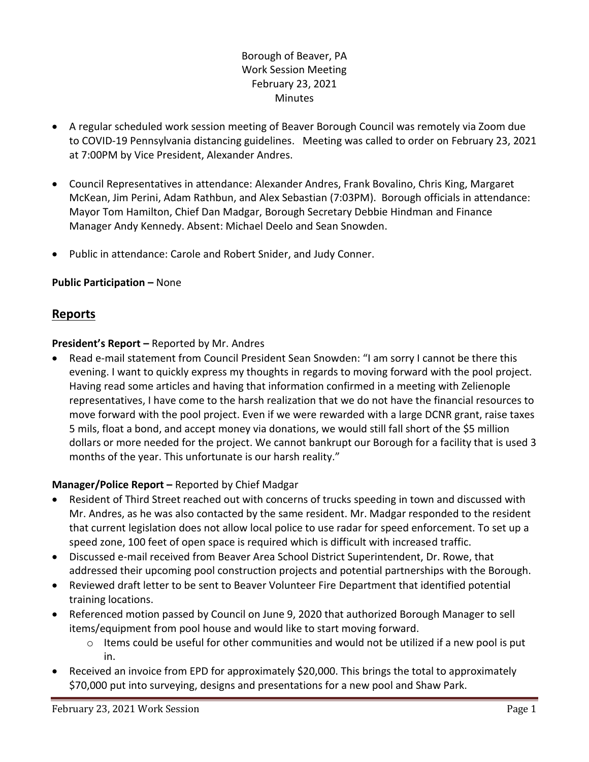Borough of Beaver, PA
Work Session Meeting
February 23, 2021
Minutes

- A regular scheduled work session meeting of Beaver Borough Council was remotely via Zoom due to COVID-19 Pennsylvania distancing guidelines. Meeting was called to order on February 23, 2021 at 7:00PM by Vice President, Alexander Andres.
- Council Representatives in attendance: Alexander Andres, Frank Bovalino, Chris King, Margaret McKean, Jim Perini, Adam Rathbun, and Alex Sebastian (7:03PM). Borough officials in attendance: Mayor Tom Hamilton, Chief Dan Madgar, Borough Secretary Debbie Hindman and Finance Manager Andy Kennedy. Absent: Michael Deelo and Sean Snowden.
- Public in attendance: Carole and Robert Snider, and Judy Conner.

**Public Participation –** None

## Reports

**President's Report –** Reported by Mr. Andres

- Read e-mail statement from Council President Sean Snowden: "I am sorry I cannot be there this evening. I want to quickly express my thoughts in regards to moving forward with the pool project. Having read some articles and having that information confirmed in a meeting with Zelienople representatives, I have come to the harsh realization that we do not have the financial resources to move forward with the pool project. Even if we were rewarded with a large DCNR grant, raise taxes 5 mils, float a bond, and accept money via donations, we would still fall short of the $5 million dollars or more needed for the project. We cannot bankrupt our Borough for a facility that is used 3 months of the year. This unfortunate is our harsh reality."

**Manager/Police Report –** Reported by Chief Madgar

- Resident of Third Street reached out with concerns of trucks speeding in town and discussed with Mr. Andres, as he was also contacted by the same resident. Mr. Madgar responded to the resident that current legislation does not allow local police to use radar for speed enforcement. To set up a speed zone, 100 feet of open space is required which is difficult with increased traffic.
- Discussed e-mail received from Beaver Area School District Superintendent, Dr. Rowe, that addressed their upcoming pool construction projects and potential partnerships with the Borough.
- Reviewed draft letter to be sent to Beaver Volunteer Fire Department that identified potential training locations.
- Referenced motion passed by Council on June 9, 2020 that authorized Borough Manager to sell items/equipment from pool house and would like to start moving forward.
  - Items could be useful for other communities and would not be utilized if a new pool is put in.
- Received an invoice from EPD for approximately $20,000. This brings the total to approximately $70,000 put into surveying, designs and presentations for a new pool and Shaw Park.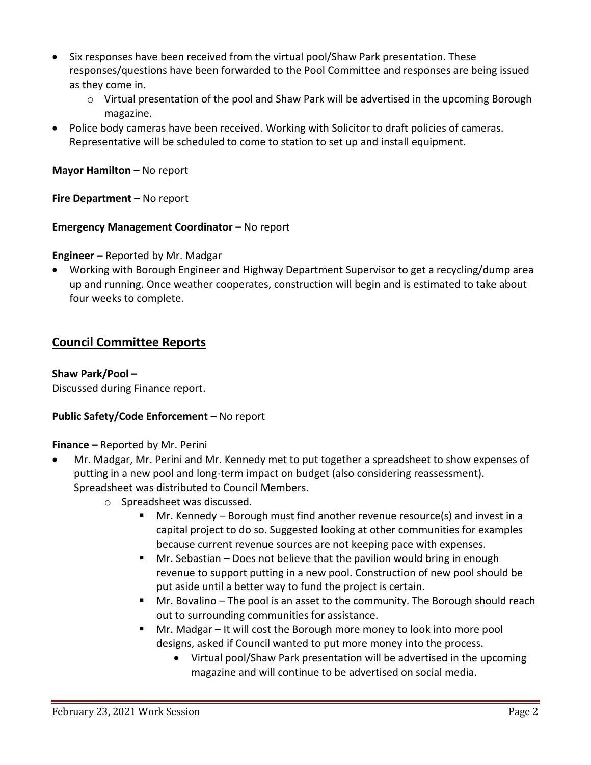- Six responses have been received from the virtual pool/Shaw Park presentation. These responses/questions have been forwarded to the Pool Committee and responses are being issued as they come in.
    - Virtual presentation of the pool and Shaw Park will be advertised in the upcoming Borough magazine.
- Police body cameras have been received. Working with Solicitor to draft policies of cameras. Representative will be scheduled to come to station to set up and install equipment.

**Mayor Hamilton** – No report

**Fire Department –** No report

**Emergency Management Coordinator –** No report

**Engineer –** Reported by Mr. Madgar

- Working with Borough Engineer and Highway Department Supervisor to get a recycling/dump area up and running. Once weather cooperates, construction will begin and is estimated to take about four weeks to complete.

## Council Committee Reports

**Shaw Park/Pool –**

Discussed during Finance report.

**Public Safety/Code Enforcement –** No report

**Finance –** Reported by Mr. Perini

- Mr. Madgar, Mr. Perini and Mr. Kennedy met to put together a spreadsheet to show expenses of putting in a new pool and long-term impact on budget (also considering reassessment). Spreadsheet was distributed to Council Members.
    - Spreadsheet was discussed.
        - Mr. Kennedy – Borough must find another revenue resource(s) and invest in a capital project to do so. Suggested looking at other communities for examples because current revenue sources are not keeping pace with expenses.
        - Mr. Sebastian – Does not believe that the pavilion would bring in enough revenue to support putting in a new pool. Construction of new pool should be put aside until a better way to fund the project is certain.
        - Mr. Bovalino – The pool is an asset to the community. The Borough should reach out to surrounding communities for assistance.
        - Mr. Madgar – It will cost the Borough more money to look into more pool designs, asked if Council wanted to put more money into the process.
            - Virtual pool/Shaw Park presentation will be advertised in the upcoming magazine and will continue to be advertised on social media.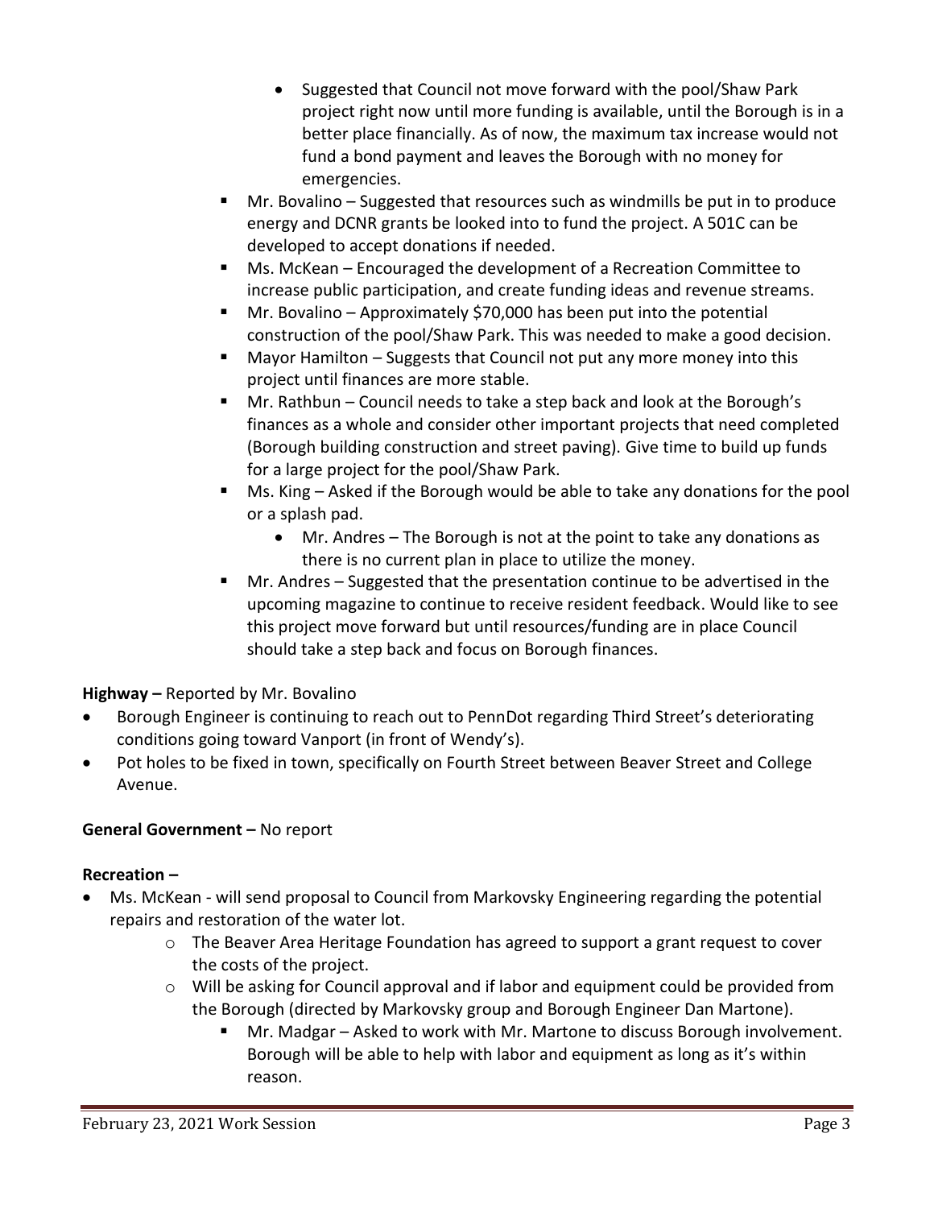- Suggested that Council not move forward with the pool/Shaw Park project right now until more funding is available, until the Borough is in a better place financially. As of now, the maximum tax increase would not fund a bond payment and leaves the Borough with no money for emergencies.
    - Mr. Bovalino – Suggested that resources such as windmills be put in to produce energy and DCNR grants be looked into to fund the project. A 501C can be developed to accept donations if needed.
    - Ms. McKean – Encouraged the development of a Recreation Committee to increase public participation, and create funding ideas and revenue streams.
    - Mr. Bovalino – Approximately $70,000 has been put into the potential construction of the pool/Shaw Park. This was needed to make a good decision.
    - Mayor Hamilton – Suggests that Council not put any more money into this project until finances are more stable.
    - Mr. Rathbun – Council needs to take a step back and look at the Borough's finances as a whole and consider other important projects that need completed (Borough building construction and street paving). Give time to build up funds for a large project for the pool/Shaw Park.
    - Ms. King – Asked if the Borough would be able to take any donations for the pool or a splash pad.
        - Mr. Andres – The Borough is not at the point to take any donations as there is no current plan in place to utilize the money.
    - Mr. Andres – Suggested that the presentation continue to be advertised in the upcoming magazine to continue to receive resident feedback. Would like to see this project move forward but until resources/funding are in place Council should take a step back and focus on Borough finances.

**Highway –** Reported by Mr. Bovalino

- Borough Engineer is continuing to reach out to PennDot regarding Third Street's deteriorating conditions going toward Vanport (in front of Wendy's).
- Pot holes to be fixed in town, specifically on Fourth Street between Beaver Street and College Avenue.

**General Government –** No report

**Recreation –**

- Ms. McKean - will send proposal to Council from Markovsky Engineering regarding the potential repairs and restoration of the water lot.
    - The Beaver Area Heritage Foundation has agreed to support a grant request to cover the costs of the project.
    - Will be asking for Council approval and if labor and equipment could be provided from the Borough (directed by Markovsky group and Borough Engineer Dan Martone).
        - Mr. Madgar – Asked to work with Mr. Martone to discuss Borough involvement. Borough will be able to help with labor and equipment as long as it's within reason.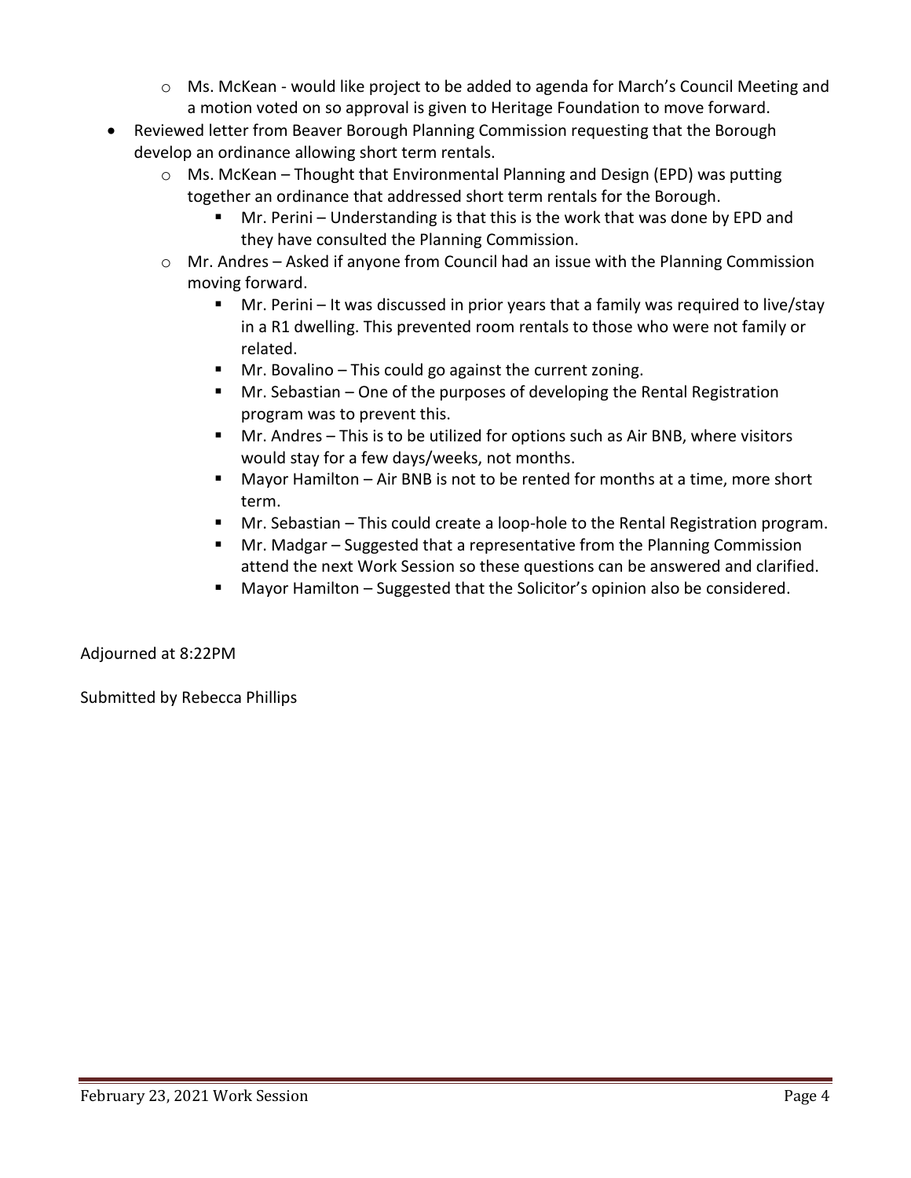- Ms. McKean - would like project to be added to agenda for March's Council Meeting and a motion voted on so approval is given to Heritage Foundation to move forward.
- Reviewed letter from Beaver Borough Planning Commission requesting that the Borough develop an ordinance allowing short term rentals.
    - Ms. McKean – Thought that Environmental Planning and Design (EPD) was putting together an ordinance that addressed short term rentals for the Borough.
        - Mr. Perini – Understanding is that this is the work that was done by EPD and they have consulted the Planning Commission.
    - Mr. Andres – Asked if anyone from Council had an issue with the Planning Commission moving forward.
        - Mr. Perini – It was discussed in prior years that a family was required to live/stay in a R1 dwelling. This prevented room rentals to those who were not family or related.
        - Mr. Bovalino – This could go against the current zoning.
        - Mr. Sebastian – One of the purposes of developing the Rental Registration program was to prevent this.
        - Mr. Andres – This is to be utilized for options such as Air BNB, where visitors would stay for a few days/weeks, not months.
        - Mayor Hamilton – Air BNB is not to be rented for months at a time, more short term.
        - Mr. Sebastian – This could create a loop-hole to the Rental Registration program.
        - Mr. Madgar – Suggested that a representative from the Planning Commission attend the next Work Session so these questions can be answered and clarified.
        - Mayor Hamilton – Suggested that the Solicitor's opinion also be considered.

Adjourned at 8:22PM

Submitted by Rebecca Phillips